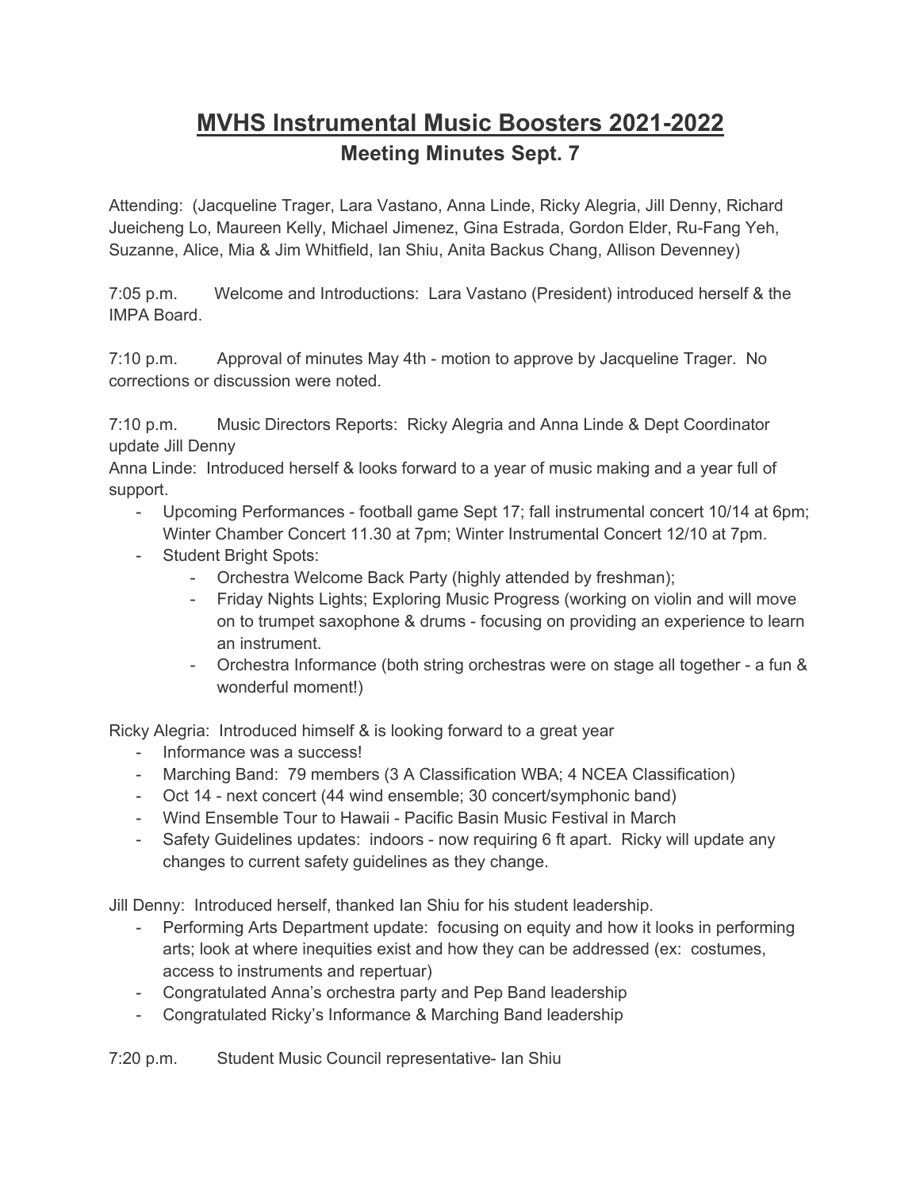# MVHS Instrumental Music Boosters 2021-2022

## Meeting Minutes Sept. 7

Attending: (Jacqueline Trager, Lara Vastano, Anna Linde, Ricky Alegria, Jill Denny, Richard Jueicheng Lo, Maureen Kelly, Michael Jimenez, Gina Estrada, Gordon Elder, Ru-Fang Yeh, Suzanne, Alice, Mia & Jim Whitfield, Ian Shiu, Anita Backus Chang, Allison Devenney)

7:05 p.m. Welcome and Introductions: Lara Vastano (President) introduced herself & the IMPA Board.

7:10 p.m. Approval of minutes May 4th - motion to approve by Jacqueline Trager. No corrections or discussion were noted.

7:10 p.m. Music Directors Reports: Ricky Alegria and Anna Linde & Dept Coordinator update Jill Denny

Anna Linde: Introduced herself & looks forward to a year of music making and a year full of support.

- Upcoming Performances - football game Sept 17; fall instrumental concert 10/14 at 6pm; Winter Chamber Concert 11.30 at 7pm; Winter Instrumental Concert 12/10 at 7pm.
- Student Bright Spots:
  - Orchestra Welcome Back Party (highly attended by freshman);
  - Friday Nights Lights; Exploring Music Progress (working on violin and will move on to trumpet saxophone & drums - focusing on providing an experience to learn an instrument.
  - Orchestra Informance (both string orchestras were on stage all together - a fun & wonderful moment!)

Ricky Alegria: Introduced himself & is looking forward to a great year

- Informance was a success!
- Marching Band: 79 members (3 A Classification WBA; 4 NCEA Classification)
- Oct 14 - next concert (44 wind ensemble; 30 concert/symphonic band)
- Wind Ensemble Tour to Hawaii - Pacific Basin Music Festival in March
- Safety Guidelines updates: indoors - now requiring 6 ft apart. Ricky will update any changes to current safety guidelines as they change.

Jill Denny: Introduced herself, thanked Ian Shiu for his student leadership.

- Performing Arts Department update: focusing on equity and how it looks in performing arts; look at where inequities exist and how they can be addressed (ex: costumes, access to instruments and repertuar)
- Congratulated Anna's orchestra party and Pep Band leadership
- Congratulated Ricky's Informance & Marching Band leadership

7:20 p.m. Student Music Council representative- Ian Shiu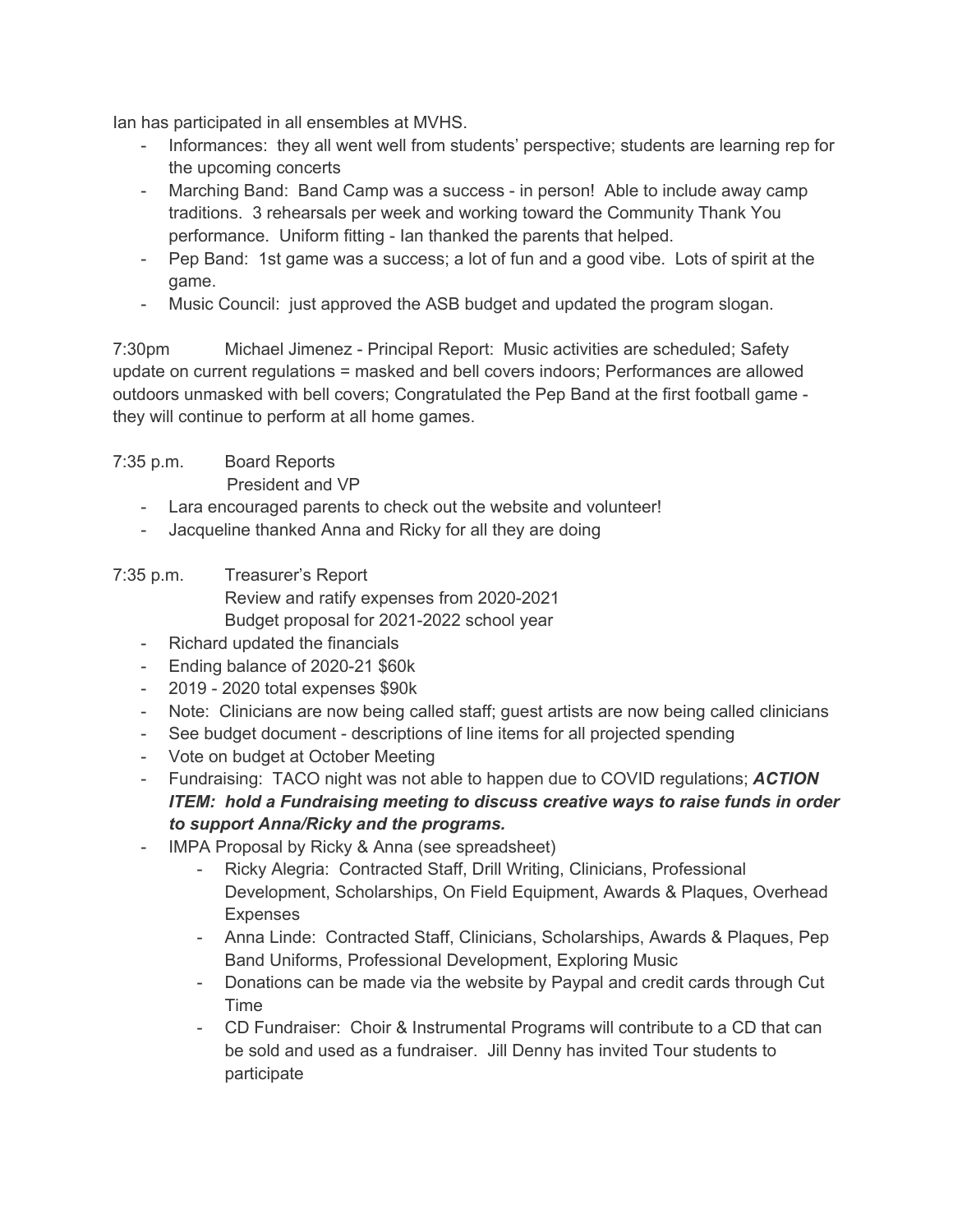Ian has participated in all ensembles at MVHS.

- Informances: they all went well from students' perspective; students are learning rep for the upcoming concerts
- Marching Band: Band Camp was a success - in person! Able to include away camp traditions. 3 rehearsals per week and working toward the Community Thank You performance. Uniform fitting - Ian thanked the parents that helped.
- Pep Band: 1st game was a success; a lot of fun and a good vibe. Lots of spirit at the game.
- Music Council: just approved the ASB budget and updated the program slogan.

7:30pm Michael Jimenez - Principal Report: Music activities are scheduled; Safety update on current regulations = masked and bell covers indoors; Performances are allowed outdoors unmasked with bell covers; Congratulated the Pep Band at the first football game - they will continue to perform at all home games.

7:35 p.m. Board Reports
President and VP

- Lara encouraged parents to check out the website and volunteer!
- Jacqueline thanked Anna and Ricky for all they are doing

7:35 p.m. Treasurer's Report
Review and ratify expenses from 2020-2021
Budget proposal for 2021-2022 school year

- Richard updated the financials
- Ending balance of 2020-21 $60k
- 2019 - 2020 total expenses $90k
- Note: Clinicians are now being called staff; guest artists are now being called clinicians
- See budget document - descriptions of line items for all projected spending
- Vote on budget at October Meeting
- Fundraising: TACO night was not able to happen due to COVID regulations; ***ACTION ITEM: hold a Fundraising meeting to discuss creative ways to raise funds in order to support Anna/Ricky and the programs.***
- IMPA Proposal by Ricky & Anna (see spreadsheet)
    - Ricky Alegria: Contracted Staff, Drill Writing, Clinicians, Professional Development, Scholarships, On Field Equipment, Awards & Plaques, Overhead Expenses
    - Anna Linde: Contracted Staff, Clinicians, Scholarships, Awards & Plaques, Pep Band Uniforms, Professional Development, Exploring Music
    - Donations can be made via the website by Paypal and credit cards through Cut Time
    - CD Fundraiser: Choir & Instrumental Programs will contribute to a CD that can be sold and used as a fundraiser. Jill Denny has invited Tour students to participate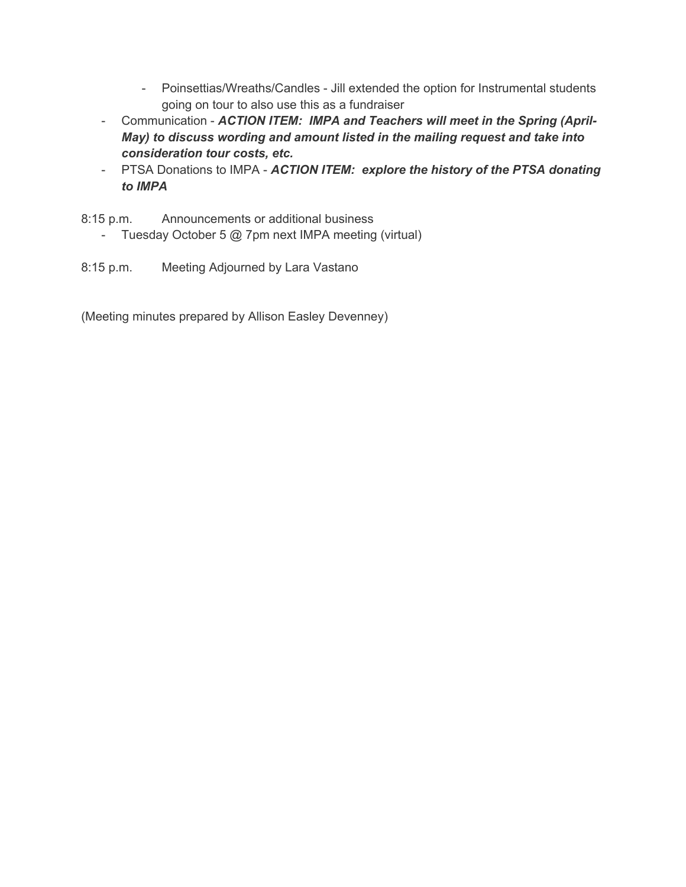- Poinsettias/Wreaths/Candles - Jill extended the option for Instrumental students going on tour to also use this as a fundraiser
- Communication - ***ACTION ITEM: IMPA and Teachers will meet in the Spring (April-May) to discuss wording and amount listed in the mailing request and take into consideration tour costs, etc.***
- PTSA Donations to IMPA - ***ACTION ITEM: explore the history of the PTSA donating to IMPA***

8:15 p.m. Announcements or additional business

- Tuesday October 5 @ 7pm next IMPA meeting (virtual)

8:15 p.m. Meeting Adjourned by Lara Vastano

(Meeting minutes prepared by Allison Easley Devenney)